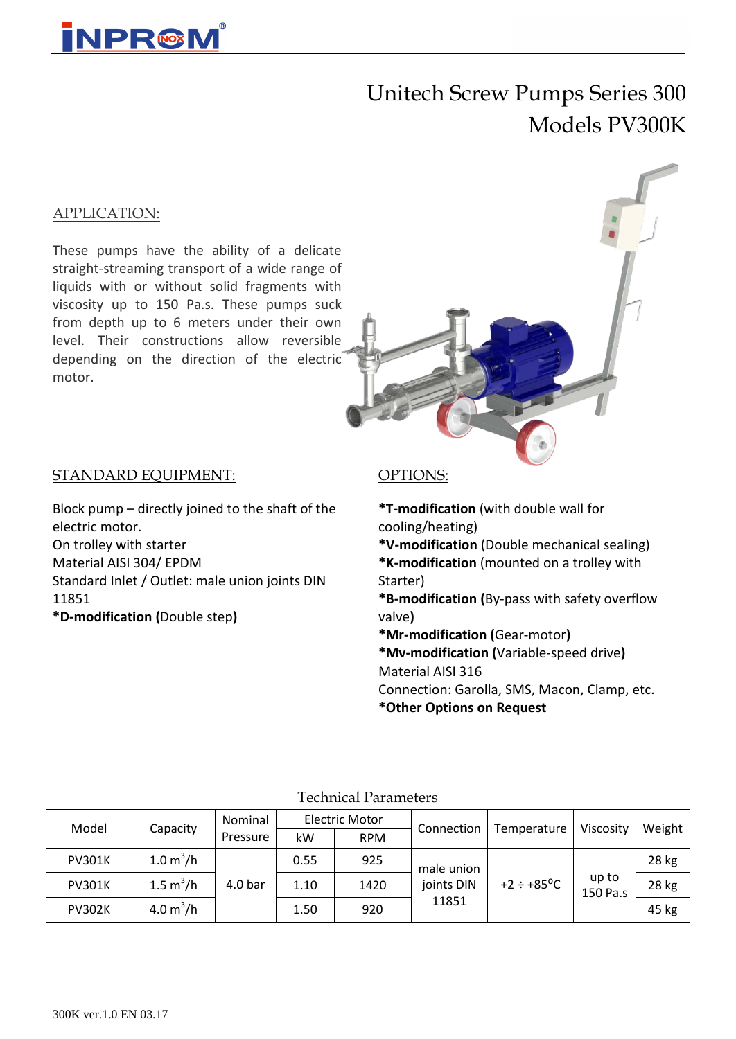# Unitech Screw Pumps Series 300
# Models PV300K

## APPLICATION:

These pumps have the ability of a delicate straight-streaming transport of a wide range of liquids with or without solid fragments with viscosity up to 150 Pa.s. These pumps suck from depth up to 6 meters under their own level. Their constructions allow reversible depending on the direction of the electric motor.

## STANDARD EQUIPMENT:

Block pump – directly joined to the shaft of the electric motor.
On trolley with starter
Material AISI 304/ EPDM
Standard Inlet / Outlet: male union joints DIN 11851
**\*D-modification (**Double step**)**

## OPTIONS:

**\*T-modification** (with double wall for cooling/heating)
**\*V-modification** (Double mechanical sealing)
**\*K-modification** (mounted on a trolley with Starter)
**\*B-modification (**By-pass with safety overflow valve**)**
**\*Mr-modification (**Gear-motor**)**
**\*Mv-modification (**Variable-speed drive**)**
Material AISI 316
Connection: Garolla, SMS, Macon, Clamp, etc.
**\*Other Options on Request**

**Technical Parameters**

| Model | Capacity | Nominal Pressure | Electric Motor | | Connection | Temperature | Viscosity | Weight |
|---|---|---|---|---|---|---|---|---|
| | | | kW | RPM | | | | |
| PV301K | 1.0 $m^3/h$ | 4.0 bar | 0.55 | 925 | male union joints DIN 11851 | +2 ÷ +85°C | up to 150 Pa.s | 28 kg |
| PV301K | 1.5 $m^3/h$ | | 1.10 | 1420 | | | | 28 kg |
| PV302K | 4.0 $m^3/h$ | | 1.50 | 920 | | | | 45 kg |

300K ver.1.0 EN 03.17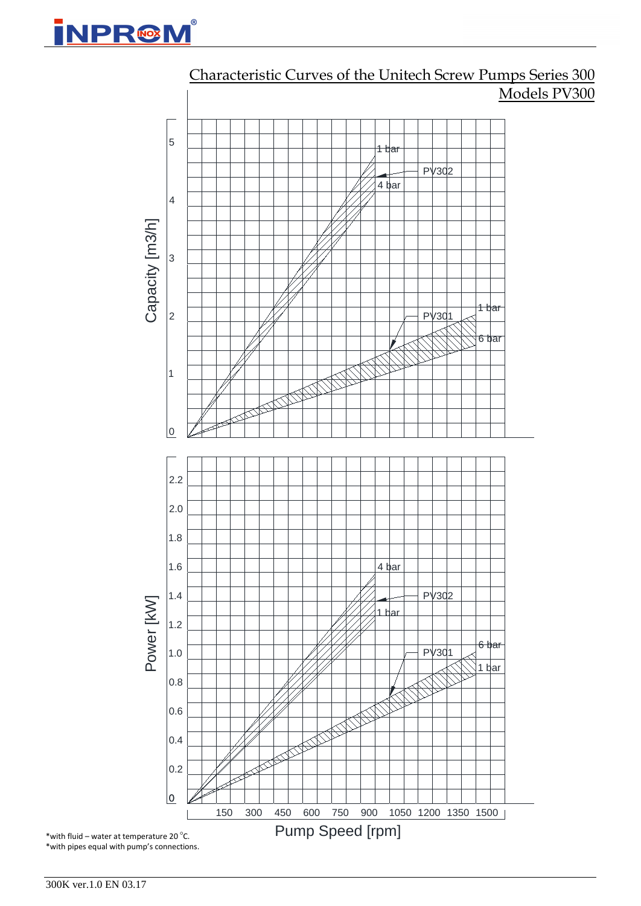# Characteristic Curves of the Unitech Screw Pumps Series 300

## Models PV300

Capacity [m3/h]

5

4

3

2

1

0

1 bar

PV302

4 bar

1 bar

PV301

6 bar

Power [kW]

2.2

2.0

1.8

1.6

1.4

1.2

1.0

0.8

0.6

0.4

0.2

0

4 bar

PV302

1 bar

6 bar

PV301

1 bar

150 300 450 600 750 900 1050 1200 1350 1500

Pump Speed [rpm]

*with fluid – water at temperature 20 °C.
*with pipes equal with pump's connections.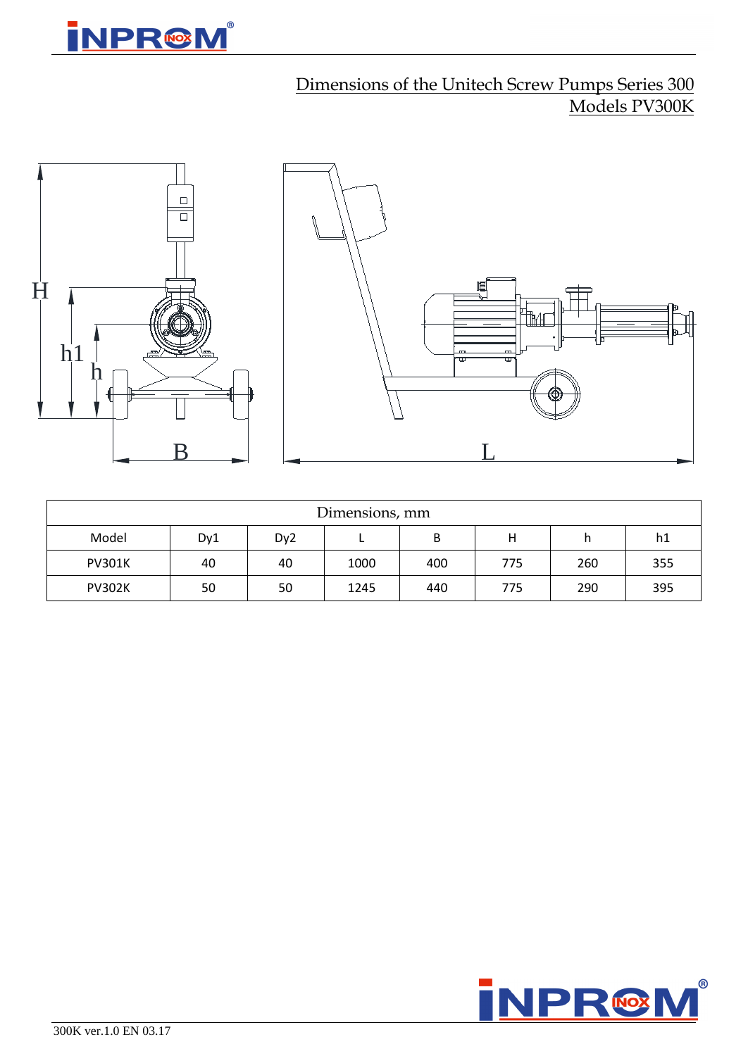# Dimensions of the Unitech Screw Pumps Series 300

## Models PV300K

H

h1

h

B

L

| Dimensions, mm | | | | | | | |
|---|---|---|---|---|---|---|---|
| Model | Dy1 | Dy2 | L | B | H | h | h1 |
| PV301K | 40 | 40 | 1000 | 400 | 775 | 260 | 355 |
| PV302K | 50 | 50 | 1245 | 440 | 775 | 290 | 395 |

300K ver.1.0 EN 03.17